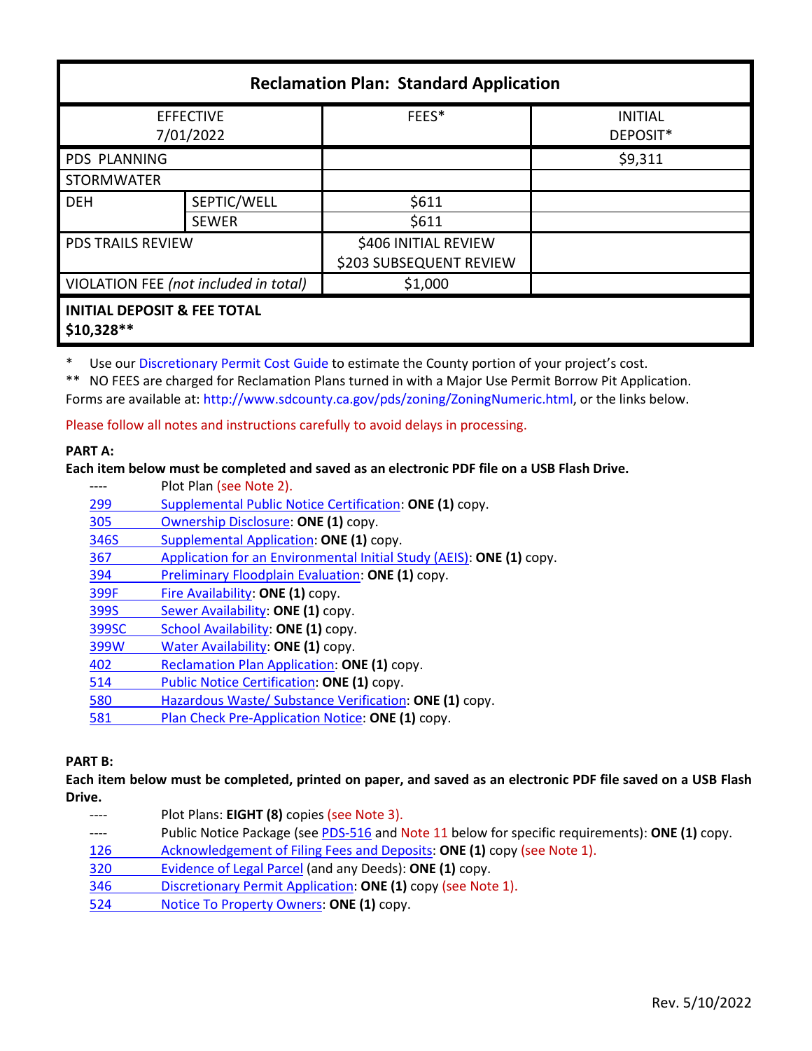| Reclamation Plan: Standard Application | | | |
|---|---|---|---|
| EFFECTIVE 7/01/2022 | | FEES* | INITIAL DEPOSIT* |
| PDS PLANNING | | | $9,311 |
| STORMWATER | | | |
| DEH | SEPTIC/WELL | $611 | |
| | SEWER | $611 | |
| PDS TRAILS REVIEW | | $406 INITIAL REVIEW<br>$203 SUBSEQUENT REVIEW | |
| VIOLATION FEE *(not included in total)* | | $1,000 | |
| **INITIAL DEPOSIT & FEE TOTAL $10,328**** | | | |

\* Use our Discretionary Permit Cost Guide to estimate the County portion of your project's cost.

** NO FEES are charged for Reclamation Plans turned in with a Major Use Permit Borrow Pit Application.

Forms are available at: http://www.sdcounty.ca.gov/pds/zoning/ZoningNumeric.html, or the links below.

Please follow all notes and instructions carefully to avoid delays in processing.

**PART A:**

**Each item below must be completed and saved as an electronic PDF file on a USB Flash Drive.**

- ---- Plot Plan (see Note 2).
- 299 Supplemental Public Notice Certification: **ONE (1)** copy.
- 305 Ownership Disclosure: **ONE (1)** copy.
- 346S Supplemental Application: **ONE (1)** copy.
- 367 Application for an Environmental Initial Study (AEIS): **ONE (1)** copy.
- 394 Preliminary Floodplain Evaluation: **ONE (1)** copy.
- 399F Fire Availability: **ONE (1)** copy.
- 399S Sewer Availability: **ONE (1)** copy.
- 399SC School Availability: **ONE (1)** copy.
- 399W Water Availability: **ONE (1)** copy.
- 402 Reclamation Plan Application: **ONE (1)** copy.
- 514 Public Notice Certification: **ONE (1)** copy.
- 580 Hazardous Waste/ Substance Verification: **ONE (1)** copy.
- 581 Plan Check Pre-Application Notice: **ONE (1)** copy.

**PART B:**

**Each item below must be completed, printed on paper, and saved as an electronic PDF file saved on a USB Flash Drive.**

- ---- Plot Plans: **EIGHT (8)** copies (see Note 3).
- ---- Public Notice Package (see PDS-516 and Note 11 below for specific requirements): **ONE (1)** copy.
- 126 Acknowledgement of Filing Fees and Deposits: **ONE (1)** copy (see Note 1).
- 320 Evidence of Legal Parcel (and any Deeds): **ONE (1)** copy.
- 346 Discretionary Permit Application: **ONE (1)** copy (see Note 1).
- 524 Notice To Property Owners: **ONE (1)** copy.

Rev. 5/10/2022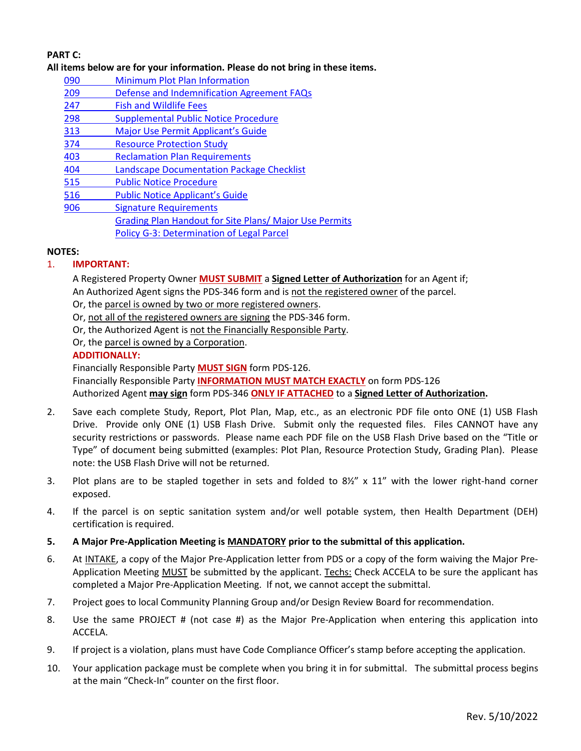**PART C:**

**All items below are for your information. Please do not bring in these items.**

- 090 Minimum Plot Plan Information
- 209 Defense and Indemnification Agreement FAQs
- 247 Fish and Wildlife Fees
- 298 Supplemental Public Notice Procedure
- 313 Major Use Permit Applicant's Guide
- 374 Resource Protection Study
- 403 Reclamation Plan Requirements
- 404 Landscape Documentation Package Checklist
- 515 Public Notice Procedure
- 516 Public Notice Applicant's Guide
- 906 Signature Requirements
- Grading Plan Handout for Site Plans/ Major Use Permits
- Policy G-3: Determination of Legal Parcel

**NOTES:**

1. **IMPORTANT:**

   A Registered Property Owner **MUST SUBMIT** a **Signed Letter of Authorization** for an Agent if;
   An Authorized Agent signs the PDS-346 form and is not the registered owner of the parcel.
   Or, the parcel is owned by two or more registered owners.
   Or, not all of the registered owners are signing the PDS-346 form.
   Or, the Authorized Agent is not the Financially Responsible Party.
   Or, the parcel is owned by a Corporation.

   **ADDITIONALLY:**

   Financially Responsible Party **MUST SIGN** form PDS-126.
   Financially Responsible Party **INFORMATION MUST MATCH EXACTLY** on form PDS-126
   Authorized Agent **may sign** form PDS-346 **ONLY IF ATTACHED** to a **Signed Letter of Authorization.**

2. Save each complete Study, Report, Plot Plan, Map, etc., as an electronic PDF file onto ONE (1) USB Flash Drive. Provide only ONE (1) USB Flash Drive. Submit only the requested files. Files CANNOT have any security restrictions or passwords. Please name each PDF file on the USB Flash Drive based on the "Title or Type" of document being submitted (examples: Plot Plan, Resource Protection Study, Grading Plan). Please note: the USB Flash Drive will not be returned.

3. Plot plans are to be stapled together in sets and folded to 8½" x 11" with the lower right-hand corner exposed.

4. If the parcel is on septic sanitation system and/or well potable system, then Health Department (DEH) certification is required.

5. **A Major Pre-Application Meeting is MANDATORY prior to the submittal of this application.**

6. At INTAKE, a copy of the Major Pre-Application letter from PDS or a copy of the form waiving the Major Pre-Application Meeting MUST be submitted by the applicant. Techs: Check ACCELA to be sure the applicant has completed a Major Pre-Application Meeting. If not, we cannot accept the submittal.

7. Project goes to local Community Planning Group and/or Design Review Board for recommendation.

8. Use the same PROJECT # (not case #) as the Major Pre-Application when entering this application into ACCELA.

9. If project is a violation, plans must have Code Compliance Officer's stamp before accepting the application.

10. Your application package must be complete when you bring it in for submittal. The submittal process begins at the main "Check-In" counter on the first floor.

Rev. 5/10/2022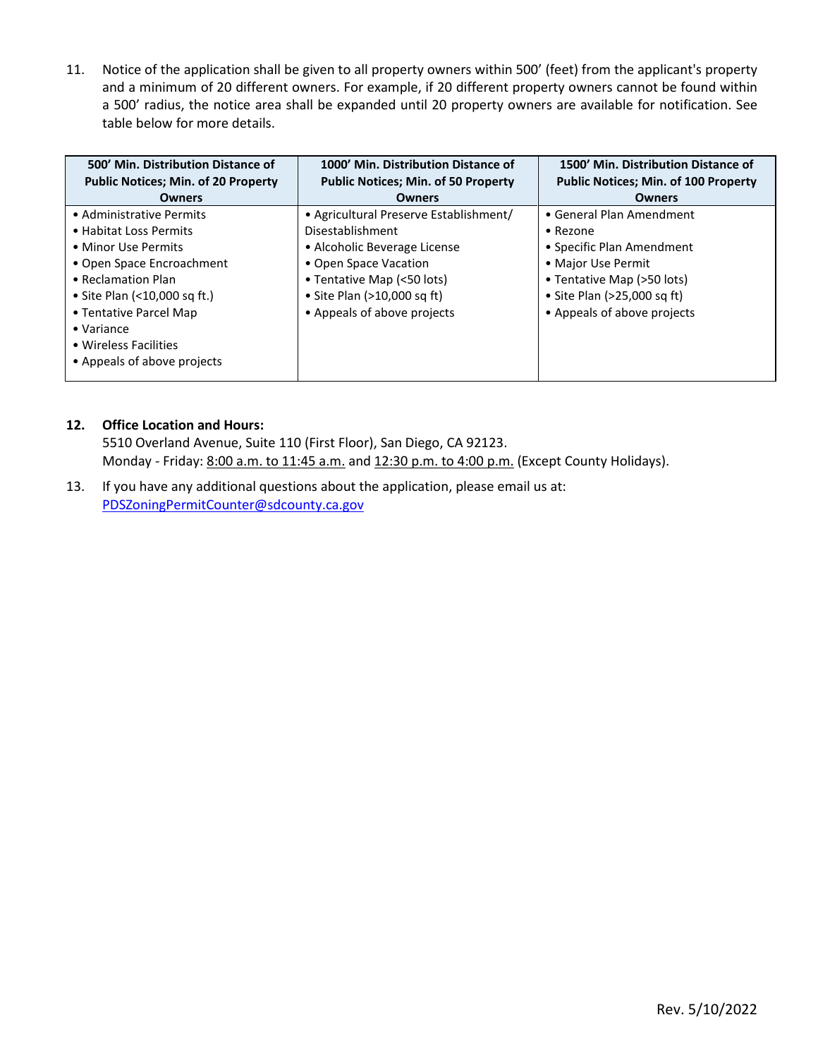11. Notice of the application shall be given to all property owners within 500' (feet) from the applicant's property and a minimum of 20 different owners. For example, if 20 different property owners cannot be found within a 500' radius, the notice area shall be expanded until 20 property owners are available for notification. See table below for more details.

| 500' Min. Distribution Distance of Public Notices; Min. of 20 Property Owners | 1000' Min. Distribution Distance of Public Notices; Min. of 50 Property Owners | 1500' Min. Distribution Distance of Public Notices; Min. of 100 Property Owners |
|---|---|---|
| • Administrative Permits<br>• Habitat Loss Permits<br>• Minor Use Permits<br>• Open Space Encroachment<br>• Reclamation Plan<br>• Site Plan (<10,000 sq ft.)<br>• Tentative Parcel Map<br>• Variance<br>• Wireless Facilities<br>• Appeals of above projects | • Agricultural Preserve Establishment/ Disestablishment<br>• Alcoholic Beverage License<br>• Open Space Vacation<br>• Tentative Map (<50 lots)<br>• Site Plan (>10,000 sq ft)<br>• Appeals of above projects | • General Plan Amendment<br>• Rezone<br>• Specific Plan Amendment<br>• Major Use Permit<br>• Tentative Map (>50 lots)<br>• Site Plan (>25,000 sq ft)<br>• Appeals of above projects |

12. **Office Location and Hours:**
    5510 Overland Avenue, Suite 110 (First Floor), San Diego, CA 92123.
    Monday - Friday: 8:00 a.m. to 11:45 a.m. and 12:30 p.m. to 4:00 p.m. (Except County Holidays).

13. If you have any additional questions about the application, please email us at:
    PDSZoningPermitCounter@sdcounty.ca.gov

Rev. 5/10/2022